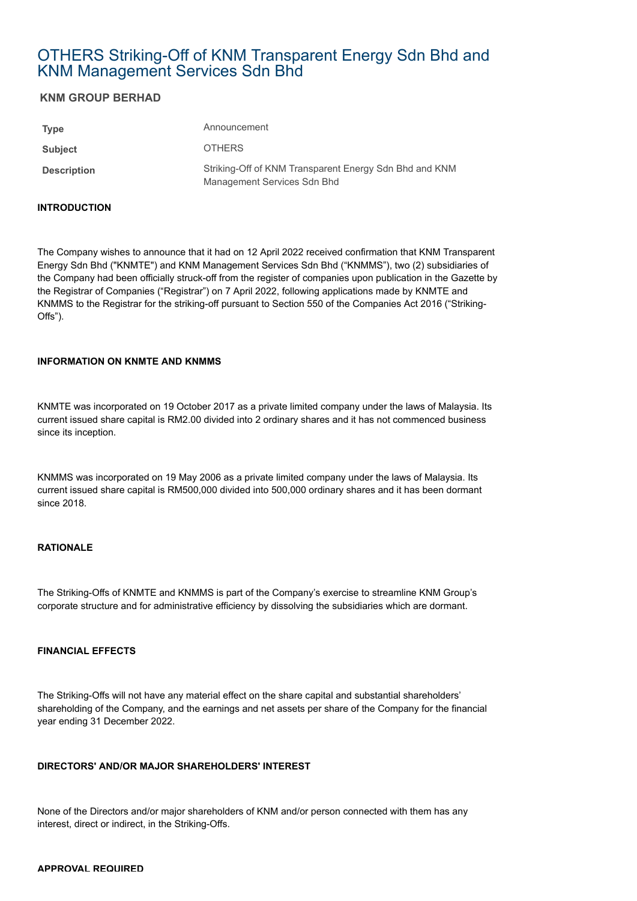# OTHERS Striking-Off of KNM Transparent Energy Sdn Bhd and KNM Management Services Sdn Bhd

## KNM GROUP BERHAD

| | |
|---|---|
| **Type** | Announcement |
| **Subject** | OTHERS |
| **Description** | Striking-Off of KNM Transparent Energy Sdn Bhd and KNM Management Services Sdn Bhd |

**INTRODUCTION**

The Company wishes to announce that it had on 12 April 2022 received confirmation that KNM Transparent Energy Sdn Bhd ("KNMTE") and KNM Management Services Sdn Bhd ("KNMMS"), two (2) subsidiaries of the Company had been officially struck-off from the register of companies upon publication in the Gazette by the Registrar of Companies ("Registrar") on 7 April 2022, following applications made by KNMTE and KNMMS to the Registrar for the striking-off pursuant to Section 550 of the Companies Act 2016 ("Striking-Offs").

**INFORMATION ON KNMTE AND KNMMS**

KNMTE was incorporated on 19 October 2017 as a private limited company under the laws of Malaysia. Its current issued share capital is RM2.00 divided into 2 ordinary shares and it has not commenced business since its inception.

KNMMS was incorporated on 19 May 2006 as a private limited company under the laws of Malaysia. Its current issued share capital is RM500,000 divided into 500,000 ordinary shares and it has been dormant since 2018.

**RATIONALE**

The Striking-Offs of KNMTE and KNMMS is part of the Company's exercise to streamline KNM Group's corporate structure and for administrative efficiency by dissolving the subsidiaries which are dormant.

**FINANCIAL EFFECTS**

The Striking-Offs will not have any material effect on the share capital and substantial shareholders' shareholding of the Company, and the earnings and net assets per share of the Company for the financial year ending 31 December 2022.

**DIRECTORS' AND/OR MAJOR SHAREHOLDERS' INTEREST**

None of the Directors and/or major shareholders of KNM and/or person connected with them has any interest, direct or indirect, in the Striking-Offs.

**APPROVAL REQUIRED**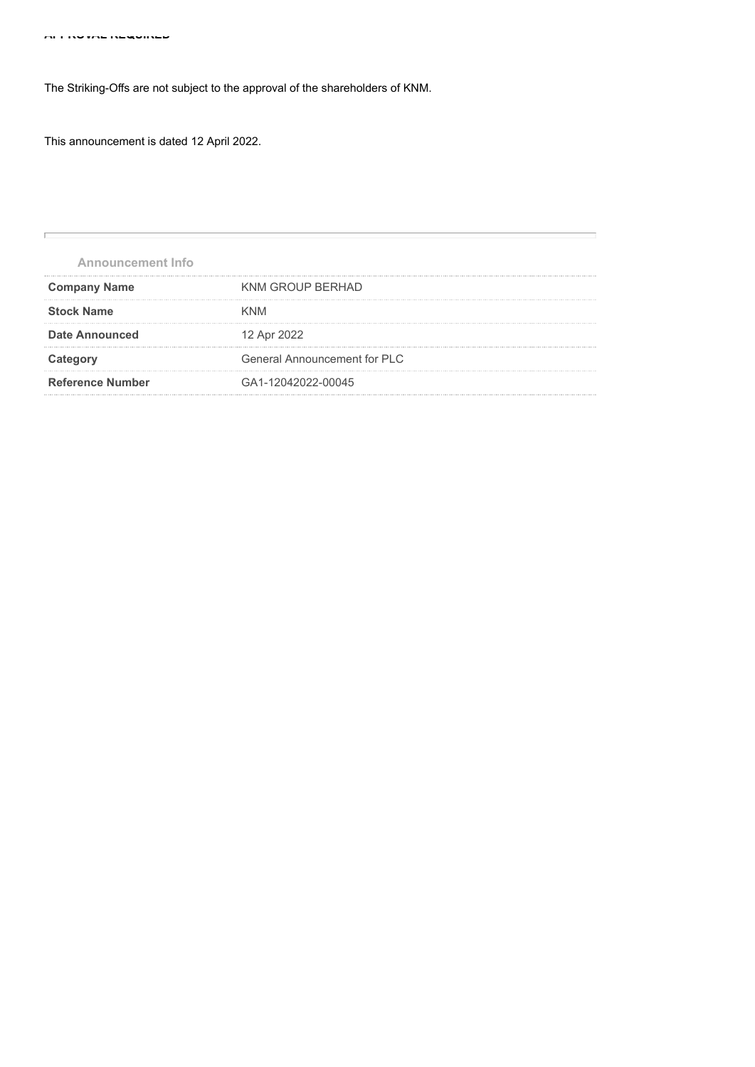**APPROVAL REQUIRED**

The Striking-Offs are not subject to the approval of the shareholders of KNM.

This announcement is dated 12 April 2022.

**Announcement Info**

| | |
|---|---|
| **Company Name** | KNM GROUP BERHAD |
| **Stock Name** | KNM |
| **Date Announced** | 12 Apr 2022 |
| **Category** | General Announcement for PLC |
| **Reference Number** | GA1-12042022-00045 |